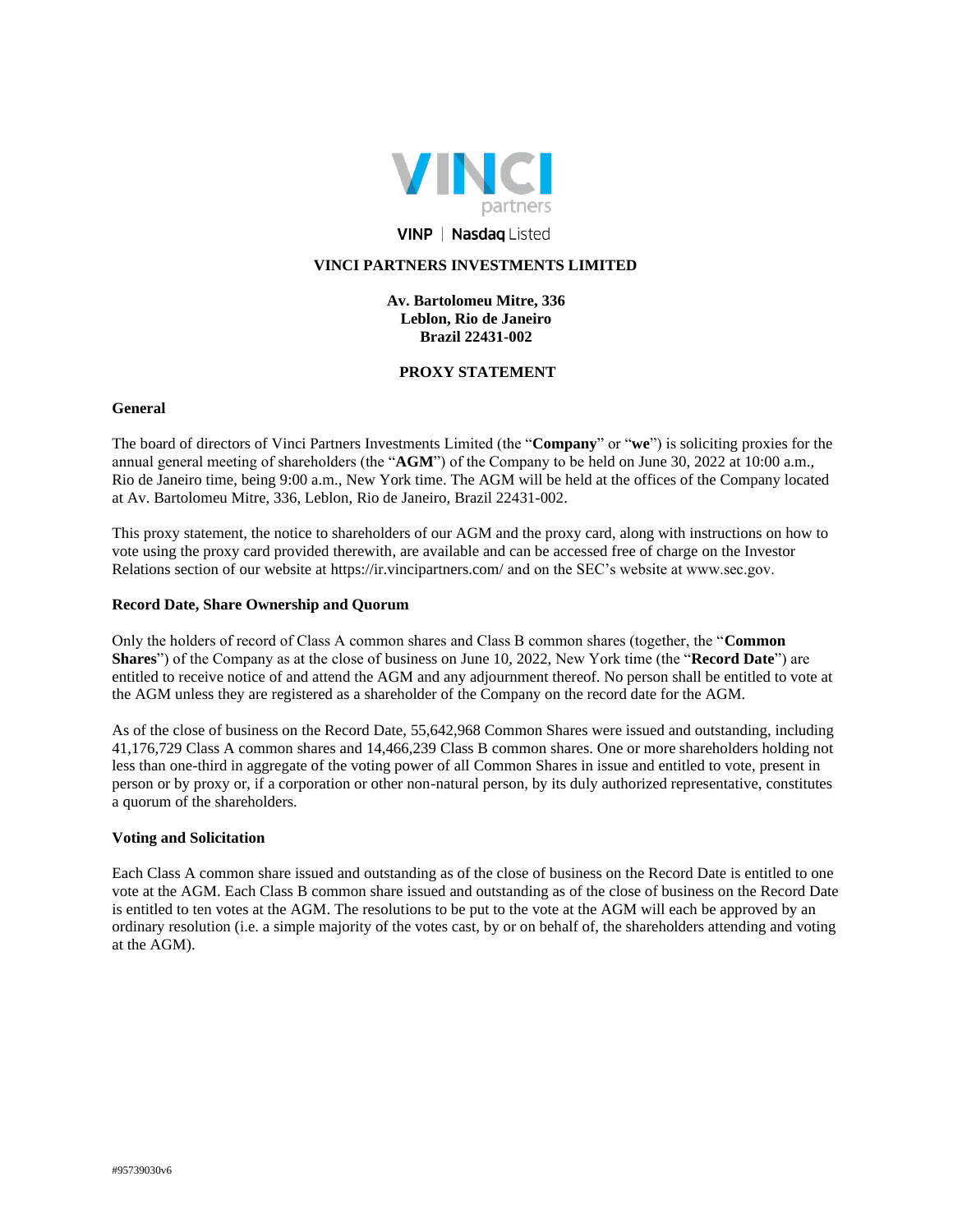VINP | Nasdaq Listed

# VINCI PARTNERS INVESTMENTS LIMITED

**Av. Bartolomeu Mitre, 336**
**Leblon, Rio de Janeiro**
**Brazil 22431-002**

## PROXY STATEMENT

### General

The board of directors of Vinci Partners Investments Limited (the "**Company**" or "**we**") is soliciting proxies for the annual general meeting of shareholders (the "**AGM**") of the Company to be held on June 30, 2022 at 10:00 a.m., Rio de Janeiro time, being 9:00 a.m., New York time. The AGM will be held at the offices of the Company located at Av. Bartolomeu Mitre, 336, Leblon, Rio de Janeiro, Brazil 22431-002.

This proxy statement, the notice to shareholders of our AGM and the proxy card, along with instructions on how to vote using the proxy card provided therewith, are available and can be accessed free of charge on the Investor Relations section of our website at https://ir.vincipartners.com/ and on the SEC's website at www.sec.gov.

### Record Date, Share Ownership and Quorum

Only the holders of record of Class A common shares and Class B common shares (together, the "**Common Shares**") of the Company as at the close of business on June 10, 2022, New York time (the "**Record Date**") are entitled to receive notice of and attend the AGM and any adjournment thereof. No person shall be entitled to vote at the AGM unless they are registered as a shareholder of the Company on the record date for the AGM.

As of the close of business on the Record Date, 55,642,968 Common Shares were issued and outstanding, including 41,176,729 Class A common shares and 14,466,239 Class B common shares. One or more shareholders holding not less than one-third in aggregate of the voting power of all Common Shares in issue and entitled to vote, present in person or by proxy or, if a corporation or other non-natural person, by its duly authorized representative, constitutes a quorum of the shareholders.

### Voting and Solicitation

Each Class A common share issued and outstanding as of the close of business on the Record Date is entitled to one vote at the AGM. Each Class B common share issued and outstanding as of the close of business on the Record Date is entitled to ten votes at the AGM. The resolutions to be put to the vote at the AGM will each be approved by an ordinary resolution (i.e. a simple majority of the votes cast, by or on behalf of, the shareholders attending and voting at the AGM).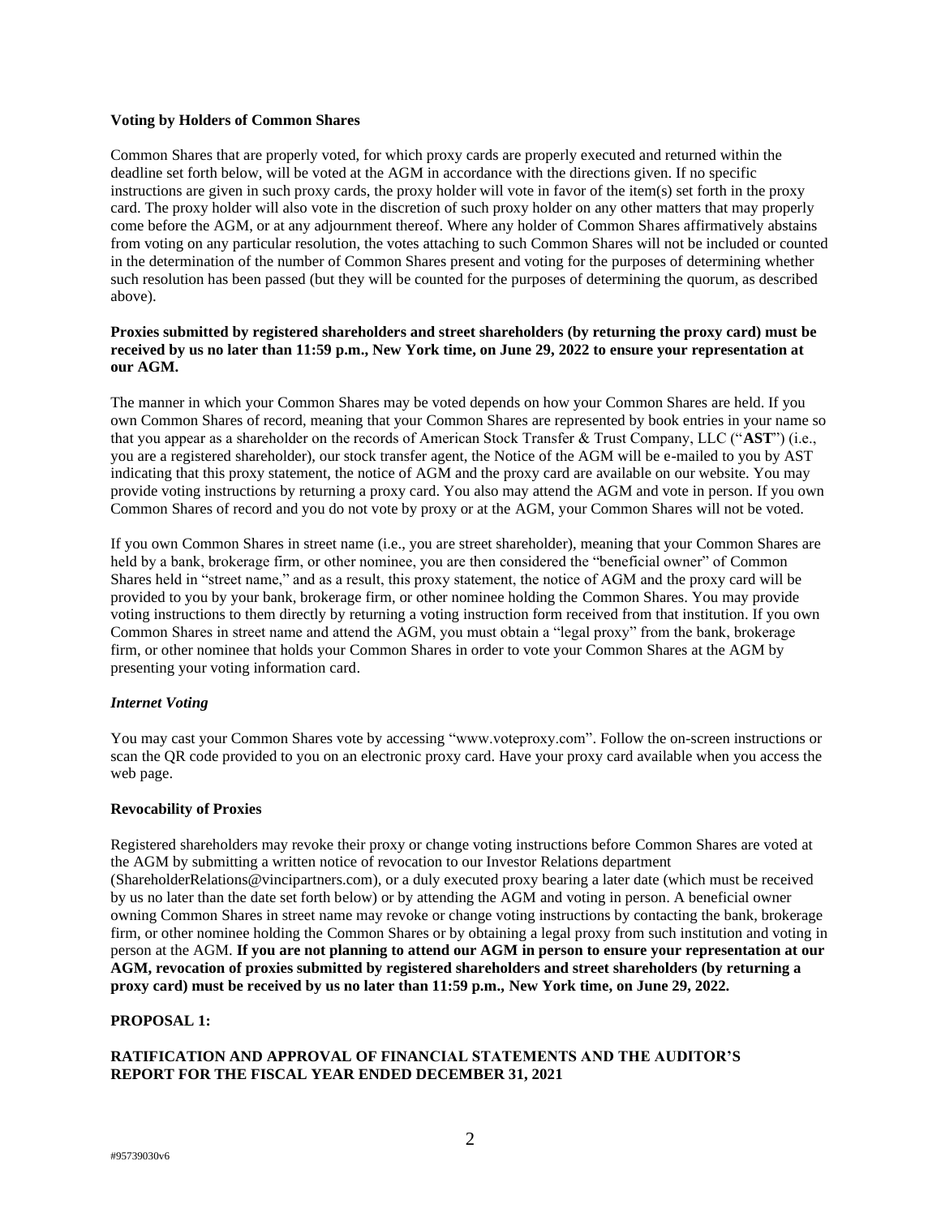**Voting by Holders of Common Shares**

Common Shares that are properly voted, for which proxy cards are properly executed and returned within the deadline set forth below, will be voted at the AGM in accordance with the directions given. If no specific instructions are given in such proxy cards, the proxy holder will vote in favor of the item(s) set forth in the proxy card. The proxy holder will also vote in the discretion of such proxy holder on any other matters that may properly come before the AGM, or at any adjournment thereof. Where any holder of Common Shares affirmatively abstains from voting on any particular resolution, the votes attaching to such Common Shares will not be included or counted in the determination of the number of Common Shares present and voting for the purposes of determining whether such resolution has been passed (but they will be counted for the purposes of determining the quorum, as described above).

**Proxies submitted by registered shareholders and street shareholders (by returning the proxy card) must be received by us no later than 11:59 p.m., New York time, on June 29, 2022 to ensure your representation at our AGM.**

The manner in which your Common Shares may be voted depends on how your Common Shares are held. If you own Common Shares of record, meaning that your Common Shares are represented by book entries in your name so that you appear as a shareholder on the records of American Stock Transfer & Trust Company, LLC ("**AST**") (i.e., you are a registered shareholder), our stock transfer agent, the Notice of the AGM will be e-mailed to you by AST indicating that this proxy statement, the notice of AGM and the proxy card are available on our website. You may provide voting instructions by returning a proxy card. You also may attend the AGM and vote in person. If you own Common Shares of record and you do not vote by proxy or at the AGM, your Common Shares will not be voted.

If you own Common Shares in street name (i.e., you are street shareholder), meaning that your Common Shares are held by a bank, brokerage firm, or other nominee, you are then considered the "beneficial owner" of Common Shares held in "street name," and as a result, this proxy statement, the notice of AGM and the proxy card will be provided to you by your bank, brokerage firm, or other nominee holding the Common Shares. You may provide voting instructions to them directly by returning a voting instruction form received from that institution. If you own Common Shares in street name and attend the AGM, you must obtain a "legal proxy" from the bank, brokerage firm, or other nominee that holds your Common Shares in order to vote your Common Shares at the AGM by presenting your voting information card.

***Internet Voting***

You may cast your Common Shares vote by accessing "www.voteproxy.com". Follow the on-screen instructions or scan the QR code provided to you on an electronic proxy card. Have your proxy card available when you access the web page.

**Revocability of Proxies**

Registered shareholders may revoke their proxy or change voting instructions before Common Shares are voted at the AGM by submitting a written notice of revocation to our Investor Relations department (ShareholderRelations@vincipartners.com), or a duly executed proxy bearing a later date (which must be received by us no later than the date set forth below) or by attending the AGM and voting in person. A beneficial owner owning Common Shares in street name may revoke or change voting instructions by contacting the bank, brokerage firm, or other nominee holding the Common Shares or by obtaining a legal proxy from such institution and voting in person at the AGM. **If you are not planning to attend our AGM in person to ensure your representation at our AGM, revocation of proxies submitted by registered shareholders and street shareholders (by returning a proxy card) must be received by us no later than 11:59 p.m., New York time, on June 29, 2022.**

**PROPOSAL 1:**

**RATIFICATION AND APPROVAL OF FINANCIAL STATEMENTS AND THE AUDITOR'S REPORT FOR THE FISCAL YEAR ENDED DECEMBER 31, 2021**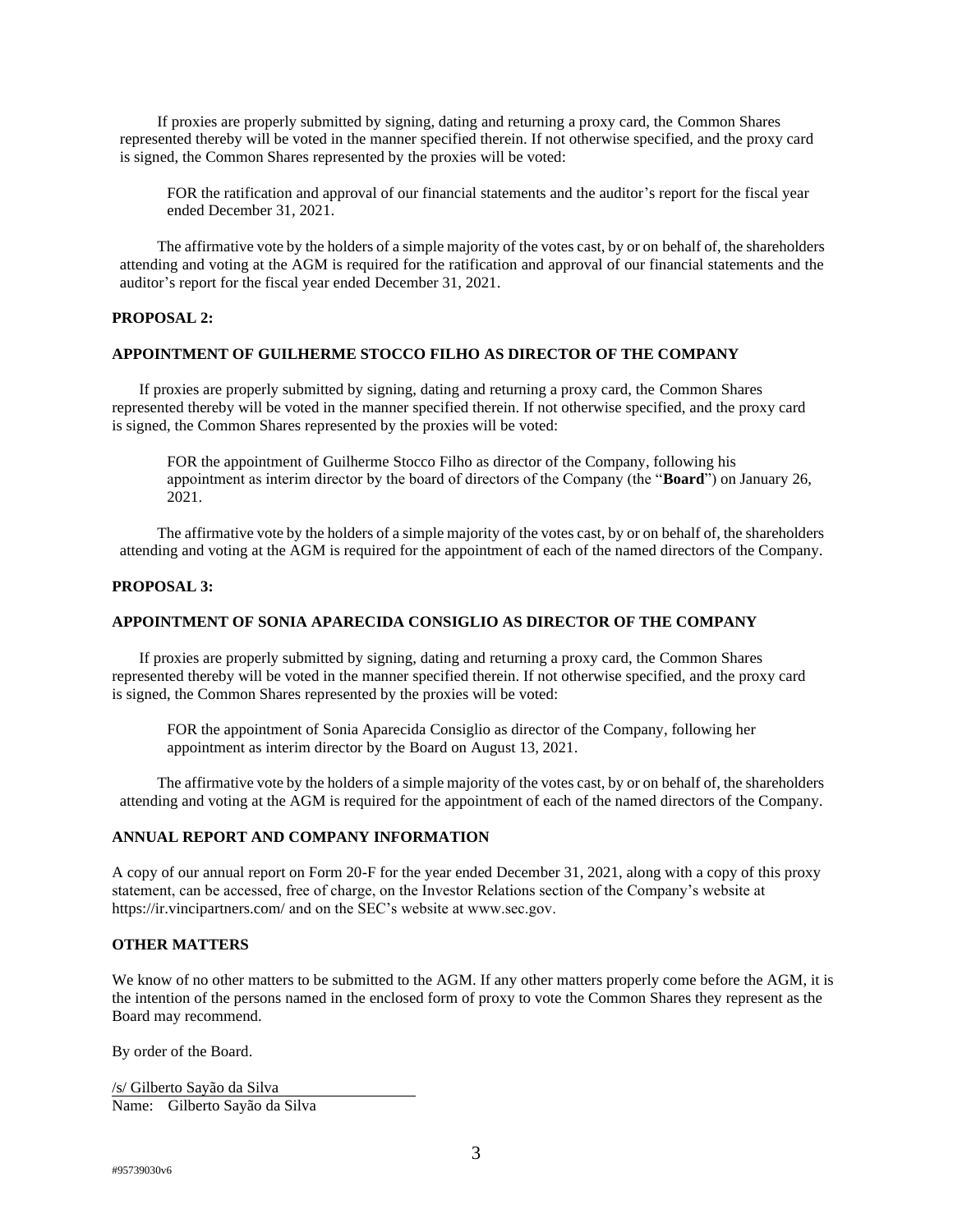If proxies are properly submitted by signing, dating and returning a proxy card, the Common Shares represented thereby will be voted in the manner specified therein. If not otherwise specified, and the proxy card is signed, the Common Shares represented by the proxies will be voted:

FOR the ratification and approval of our financial statements and the auditor's report for the fiscal year ended December 31, 2021.

The affirmative vote by the holders of a simple majority of the votes cast, by or on behalf of, the shareholders attending and voting at the AGM is required for the ratification and approval of our financial statements and the auditor's report for the fiscal year ended December 31, 2021.

**PROPOSAL 2:**

**APPOINTMENT OF GUILHERME STOCCO FILHO AS DIRECTOR OF THE COMPANY**

If proxies are properly submitted by signing, dating and returning a proxy card, the Common Shares represented thereby will be voted in the manner specified therein. If not otherwise specified, and the proxy card is signed, the Common Shares represented by the proxies will be voted:

FOR the appointment of Guilherme Stocco Filho as director of the Company, following his appointment as interim director by the board of directors of the Company (the "**Board**") on January 26, 2021.

The affirmative vote by the holders of a simple majority of the votes cast, by or on behalf of, the shareholders attending and voting at the AGM is required for the appointment of each of the named directors of the Company.

**PROPOSAL 3:**

**APPOINTMENT OF SONIA APARECIDA CONSIGLIO AS DIRECTOR OF THE COMPANY**

If proxies are properly submitted by signing, dating and returning a proxy card, the Common Shares represented thereby will be voted in the manner specified therein. If not otherwise specified, and the proxy card is signed, the Common Shares represented by the proxies will be voted:

FOR the appointment of Sonia Aparecida Consiglio as director of the Company, following her appointment as interim director by the Board on August 13, 2021.

The affirmative vote by the holders of a simple majority of the votes cast, by or on behalf of, the shareholders attending and voting at the AGM is required for the appointment of each of the named directors of the Company.

**ANNUAL REPORT AND COMPANY INFORMATION**

A copy of our annual report on Form 20-F for the year ended December 31, 2021, along with a copy of this proxy statement, can be accessed, free of charge, on the Investor Relations section of the Company's website at https://ir.vincipartners.com/ and on the SEC's website at www.sec.gov.

**OTHER MATTERS**

We know of no other matters to be submitted to the AGM. If any other matters properly come before the AGM, it is the intention of the persons named in the enclosed form of proxy to vote the Common Shares they represent as the Board may recommend.

By order of the Board.

/s/ Gilberto Sayão da Silva
Name: Gilberto Sayão da Silva

#95739030v6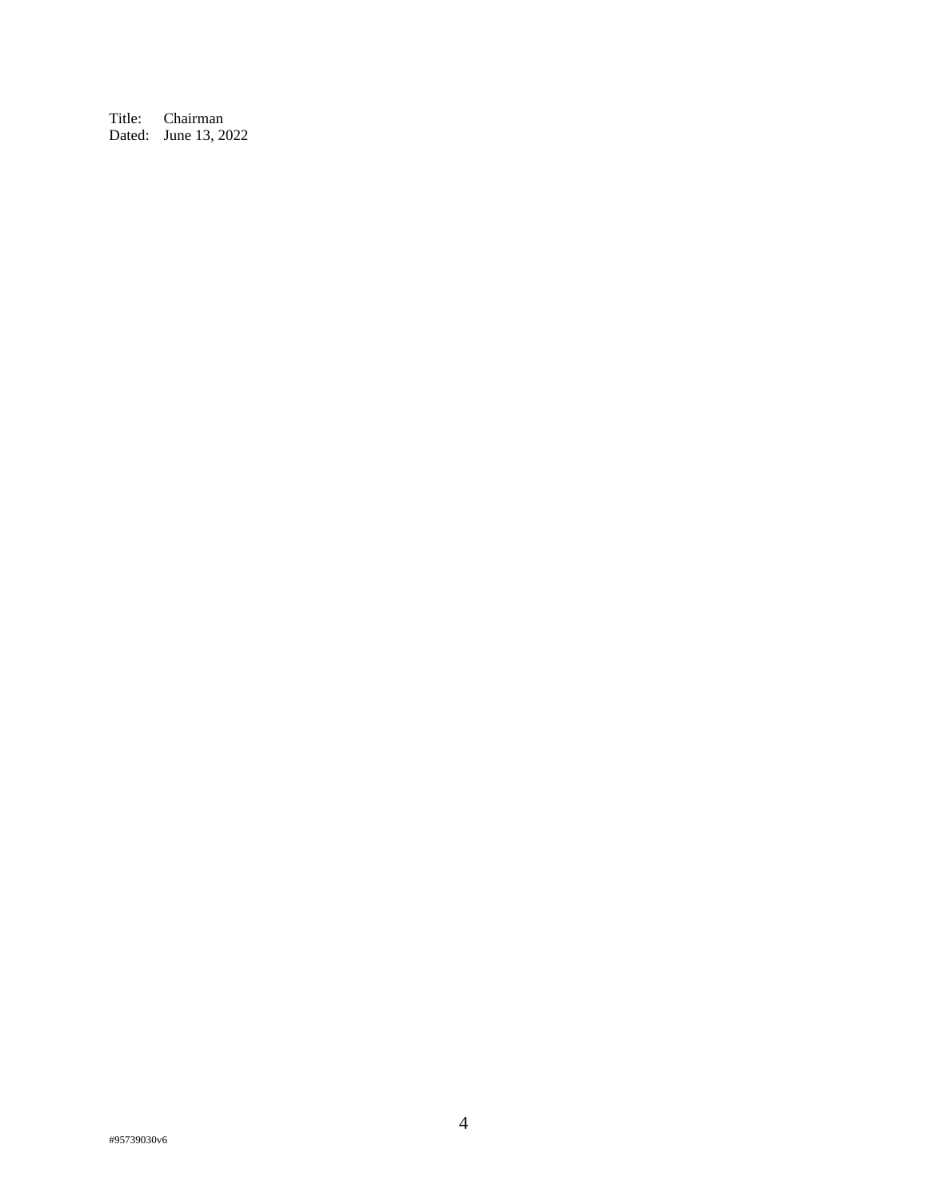Title: Chairman
Dated: June 13, 2022

#95739030v6